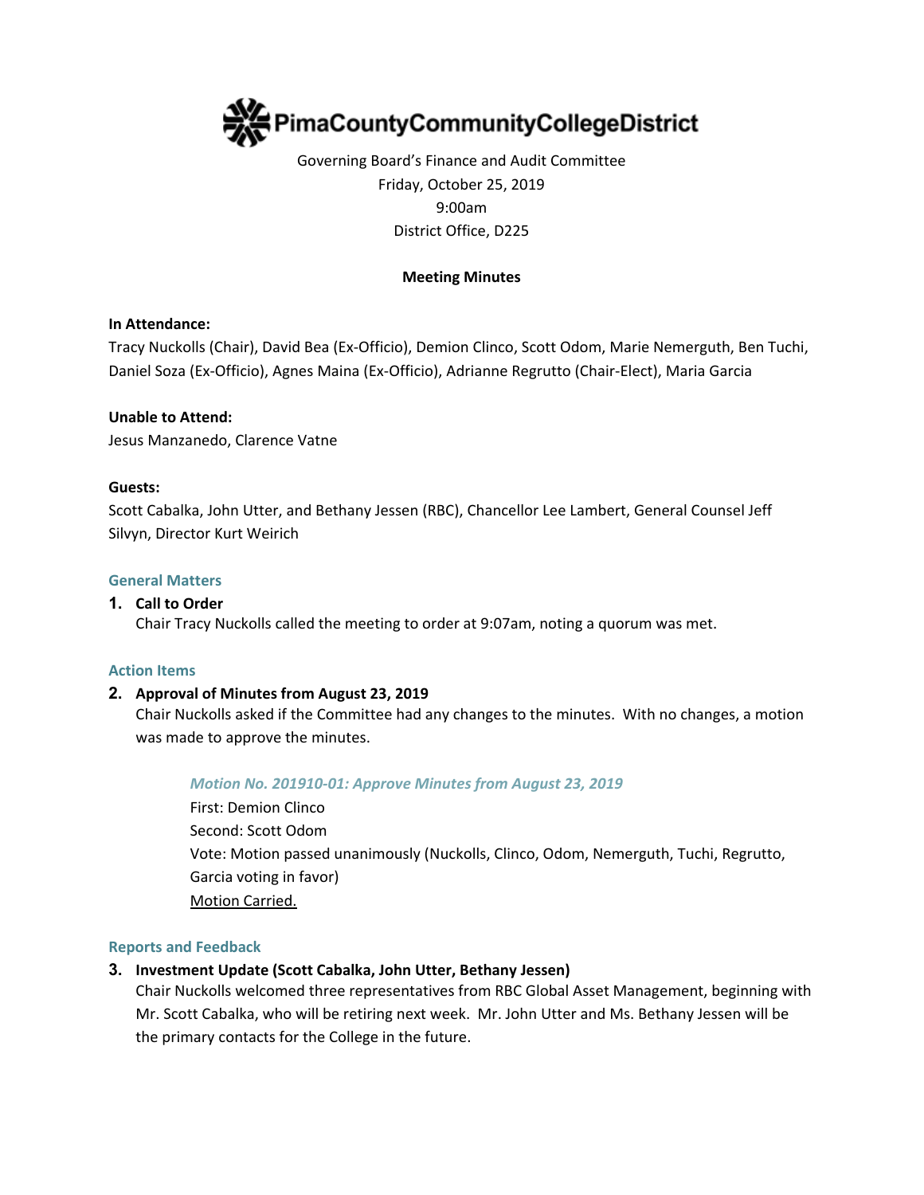# PimaCountyCommunityCollegeDistrict

Governing Board's Finance and Audit Committee
Friday, October 25, 2019
9:00am
District Office, D225

**Meeting Minutes**

**In Attendance:**
Tracy Nuckolls (Chair), David Bea (Ex-Officio), Demion Clinco, Scott Odom, Marie Nemerguth, Ben Tuchi, Daniel Soza (Ex-Officio), Agnes Maina (Ex-Officio), Adrianne Regrutto (Chair-Elect), Maria Garcia

**Unable to Attend:**
Jesus Manzanedo, Clarence Vatne

**Guests:**
Scott Cabalka, John Utter, and Bethany Jessen (RBC), Chancellor Lee Lambert, General Counsel Jeff Silvyn, Director Kurt Weirich

## General Matters

1. **Call to Order**
   Chair Tracy Nuckolls called the meeting to order at 9:07am, noting a quorum was met.

## Action Items

2. **Approval of Minutes from August 23, 2019**
   Chair Nuckolls asked if the Committee had any changes to the minutes. With no changes, a motion was made to approve the minutes.

   *Motion No. 201910-01: Approve Minutes from August 23, 2019*
   First: Demion Clinco
   Second: Scott Odom
   Vote: Motion passed unanimously (Nuckolls, Clinco, Odom, Nemerguth, Tuchi, Regrutto, Garcia voting in favor)
   Motion Carried.

## Reports and Feedback

3. **Investment Update (Scott Cabalka, John Utter, Bethany Jessen)**
   Chair Nuckolls welcomed three representatives from RBC Global Asset Management, beginning with Mr. Scott Cabalka, who will be retiring next week. Mr. John Utter and Ms. Bethany Jessen will be the primary contacts for the College in the future.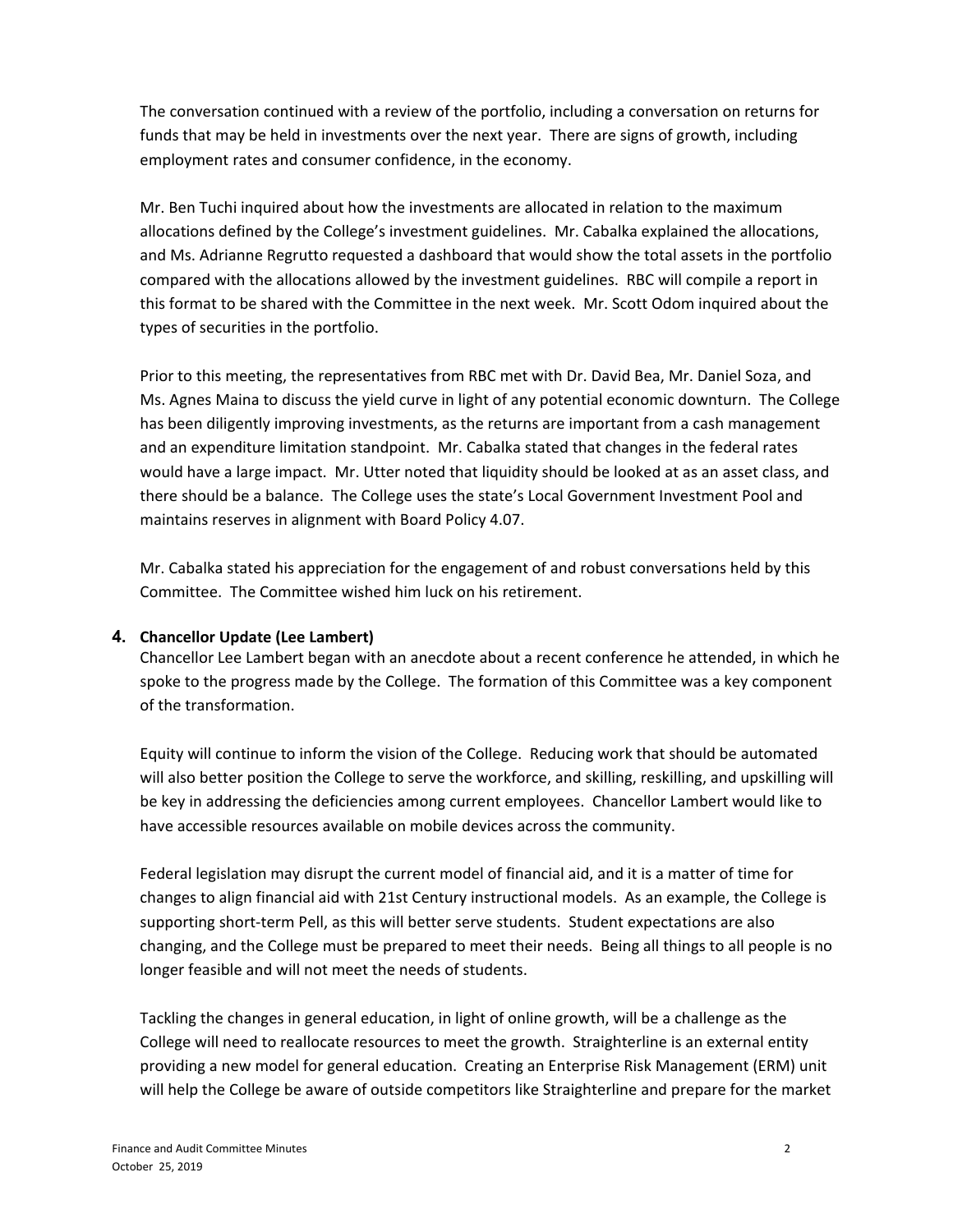The conversation continued with a review of the portfolio, including a conversation on returns for funds that may be held in investments over the next year. There are signs of growth, including employment rates and consumer confidence, in the economy.

Mr. Ben Tuchi inquired about how the investments are allocated in relation to the maximum allocations defined by the College's investment guidelines. Mr. Cabalka explained the allocations, and Ms. Adrianne Regrutto requested a dashboard that would show the total assets in the portfolio compared with the allocations allowed by the investment guidelines. RBC will compile a report in this format to be shared with the Committee in the next week. Mr. Scott Odom inquired about the types of securities in the portfolio.

Prior to this meeting, the representatives from RBC met with Dr. David Bea, Mr. Daniel Soza, and Ms. Agnes Maina to discuss the yield curve in light of any potential economic downturn. The College has been diligently improving investments, as the returns are important from a cash management and an expenditure limitation standpoint. Mr. Cabalka stated that changes in the federal rates would have a large impact. Mr. Utter noted that liquidity should be looked at as an asset class, and there should be a balance. The College uses the state's Local Government Investment Pool and maintains reserves in alignment with Board Policy 4.07.

Mr. Cabalka stated his appreciation for the engagement of and robust conversations held by this Committee. The Committee wished him luck on his retirement.

## 4. Chancellor Update (Lee Lambert)

Chancellor Lee Lambert began with an anecdote about a recent conference he attended, in which he spoke to the progress made by the College. The formation of this Committee was a key component of the transformation.

Equity will continue to inform the vision of the College. Reducing work that should be automated will also better position the College to serve the workforce, and skilling, reskilling, and upskilling will be key in addressing the deficiencies among current employees. Chancellor Lambert would like to have accessible resources available on mobile devices across the community.

Federal legislation may disrupt the current model of financial aid, and it is a matter of time for changes to align financial aid with 21st Century instructional models. As an example, the College is supporting short-term Pell, as this will better serve students. Student expectations are also changing, and the College must be prepared to meet their needs. Being all things to all people is no longer feasible and will not meet the needs of students.

Tackling the changes in general education, in light of online growth, will be a challenge as the College will need to reallocate resources to meet the growth. Straighterline is an external entity providing a new model for general education. Creating an Enterprise Risk Management (ERM) unit will help the College be aware of outside competitors like Straighterline and prepare for the market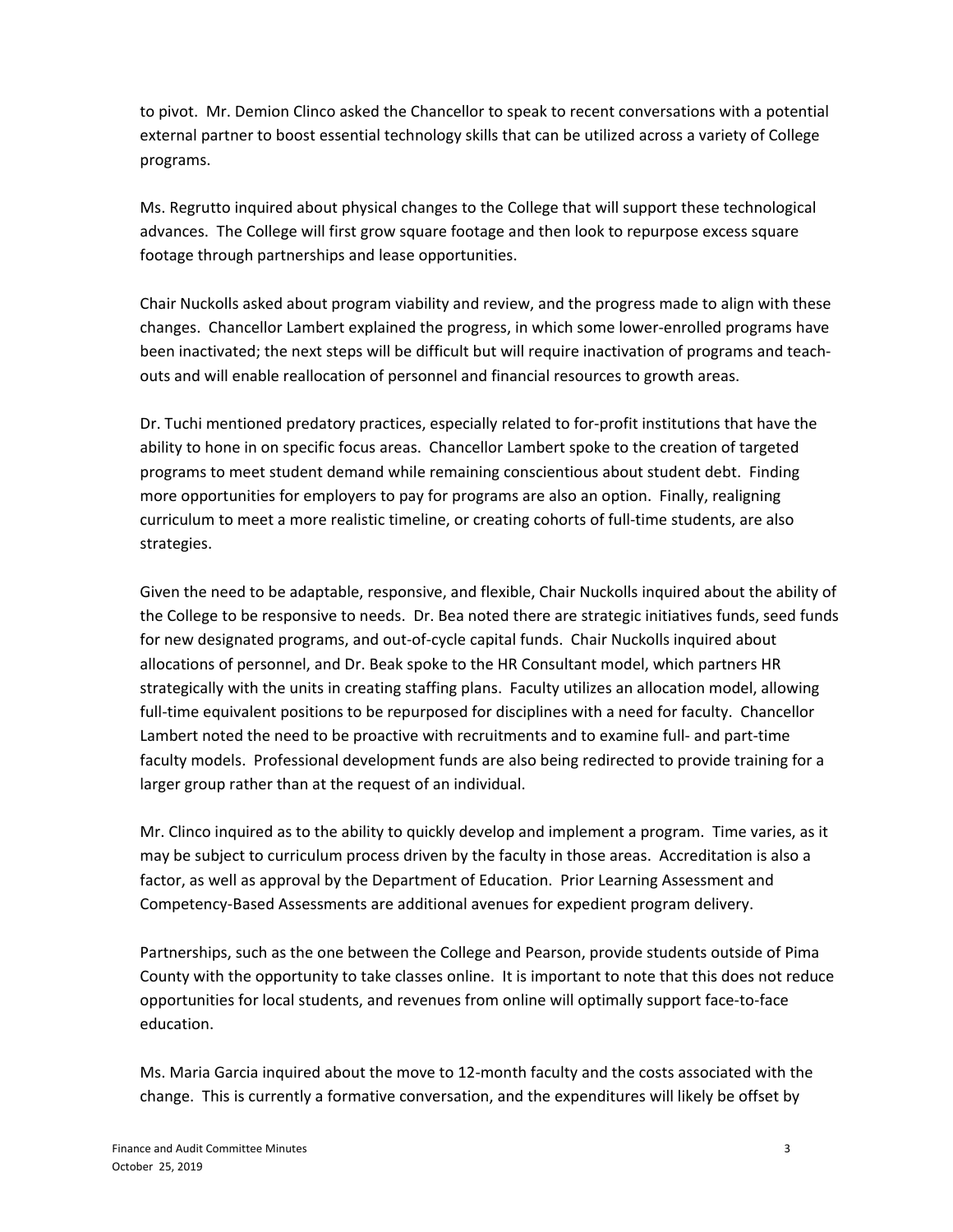to pivot. Mr. Demion Clinco asked the Chancellor to speak to recent conversations with a potential external partner to boost essential technology skills that can be utilized across a variety of College programs.

Ms. Regrutto inquired about physical changes to the College that will support these technological advances. The College will first grow square footage and then look to repurpose excess square footage through partnerships and lease opportunities.

Chair Nuckolls asked about program viability and review, and the progress made to align with these changes. Chancellor Lambert explained the progress, in which some lower-enrolled programs have been inactivated; the next steps will be difficult but will require inactivation of programs and teach-outs and will enable reallocation of personnel and financial resources to growth areas.

Dr. Tuchi mentioned predatory practices, especially related to for-profit institutions that have the ability to hone in on specific focus areas. Chancellor Lambert spoke to the creation of targeted programs to meet student demand while remaining conscientious about student debt. Finding more opportunities for employers to pay for programs are also an option. Finally, realigning curriculum to meet a more realistic timeline, or creating cohorts of full-time students, are also strategies.

Given the need to be adaptable, responsive, and flexible, Chair Nuckolls inquired about the ability of the College to be responsive to needs. Dr. Bea noted there are strategic initiatives funds, seed funds for new designated programs, and out-of-cycle capital funds. Chair Nuckolls inquired about allocations of personnel, and Dr. Beak spoke to the HR Consultant model, which partners HR strategically with the units in creating staffing plans. Faculty utilizes an allocation model, allowing full-time equivalent positions to be repurposed for disciplines with a need for faculty. Chancellor Lambert noted the need to be proactive with recruitments and to examine full- and part-time faculty models. Professional development funds are also being redirected to provide training for a larger group rather than at the request of an individual.

Mr. Clinco inquired as to the ability to quickly develop and implement a program. Time varies, as it may be subject to curriculum process driven by the faculty in those areas. Accreditation is also a factor, as well as approval by the Department of Education. Prior Learning Assessment and Competency-Based Assessments are additional avenues for expedient program delivery.

Partnerships, such as the one between the College and Pearson, provide students outside of Pima County with the opportunity to take classes online. It is important to note that this does not reduce opportunities for local students, and revenues from online will optimally support face-to-face education.

Ms. Maria Garcia inquired about the move to 12-month faculty and the costs associated with the change. This is currently a formative conversation, and the expenditures will likely be offset by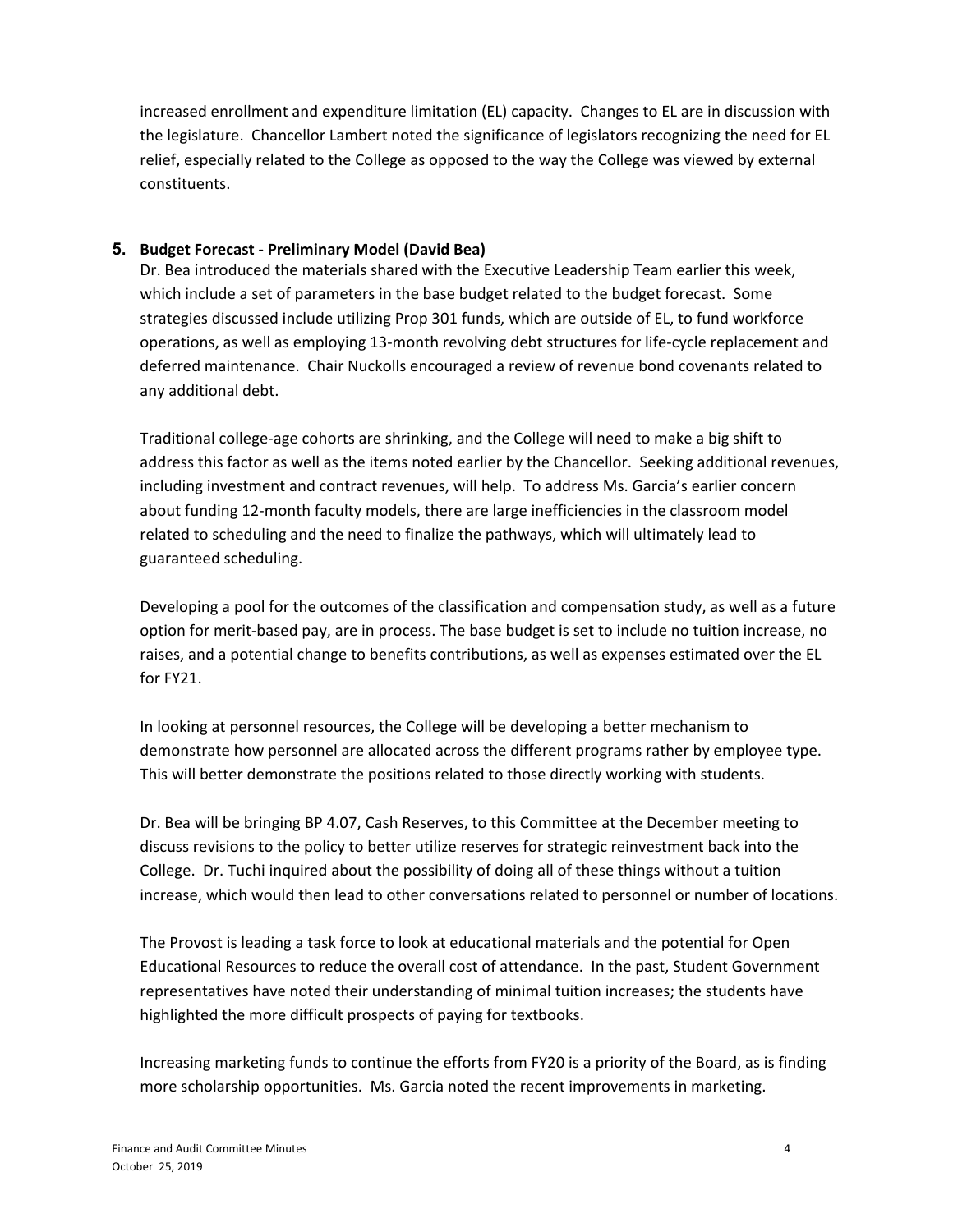increased enrollment and expenditure limitation (EL) capacity. Changes to EL are in discussion with the legislature. Chancellor Lambert noted the significance of legislators recognizing the need for EL relief, especially related to the College as opposed to the way the College was viewed by external constituents.

**5. Budget Forecast - Preliminary Model (David Bea)**

Dr. Bea introduced the materials shared with the Executive Leadership Team earlier this week, which include a set of parameters in the base budget related to the budget forecast. Some strategies discussed include utilizing Prop 301 funds, which are outside of EL, to fund workforce operations, as well as employing 13-month revolving debt structures for life-cycle replacement and deferred maintenance. Chair Nuckolls encouraged a review of revenue bond covenants related to any additional debt.

Traditional college-age cohorts are shrinking, and the College will need to make a big shift to address this factor as well as the items noted earlier by the Chancellor. Seeking additional revenues, including investment and contract revenues, will help. To address Ms. Garcia's earlier concern about funding 12-month faculty models, there are large inefficiencies in the classroom model related to scheduling and the need to finalize the pathways, which will ultimately lead to guaranteed scheduling.

Developing a pool for the outcomes of the classification and compensation study, as well as a future option for merit-based pay, are in process. The base budget is set to include no tuition increase, no raises, and a potential change to benefits contributions, as well as expenses estimated over the EL for FY21.

In looking at personnel resources, the College will be developing a better mechanism to demonstrate how personnel are allocated across the different programs rather by employee type. This will better demonstrate the positions related to those directly working with students.

Dr. Bea will be bringing BP 4.07, Cash Reserves, to this Committee at the December meeting to discuss revisions to the policy to better utilize reserves for strategic reinvestment back into the College. Dr. Tuchi inquired about the possibility of doing all of these things without a tuition increase, which would then lead to other conversations related to personnel or number of locations.

The Provost is leading a task force to look at educational materials and the potential for Open Educational Resources to reduce the overall cost of attendance. In the past, Student Government representatives have noted their understanding of minimal tuition increases; the students have highlighted the more difficult prospects of paying for textbooks.

Increasing marketing funds to continue the efforts from FY20 is a priority of the Board, as is finding more scholarship opportunities. Ms. Garcia noted the recent improvements in marketing.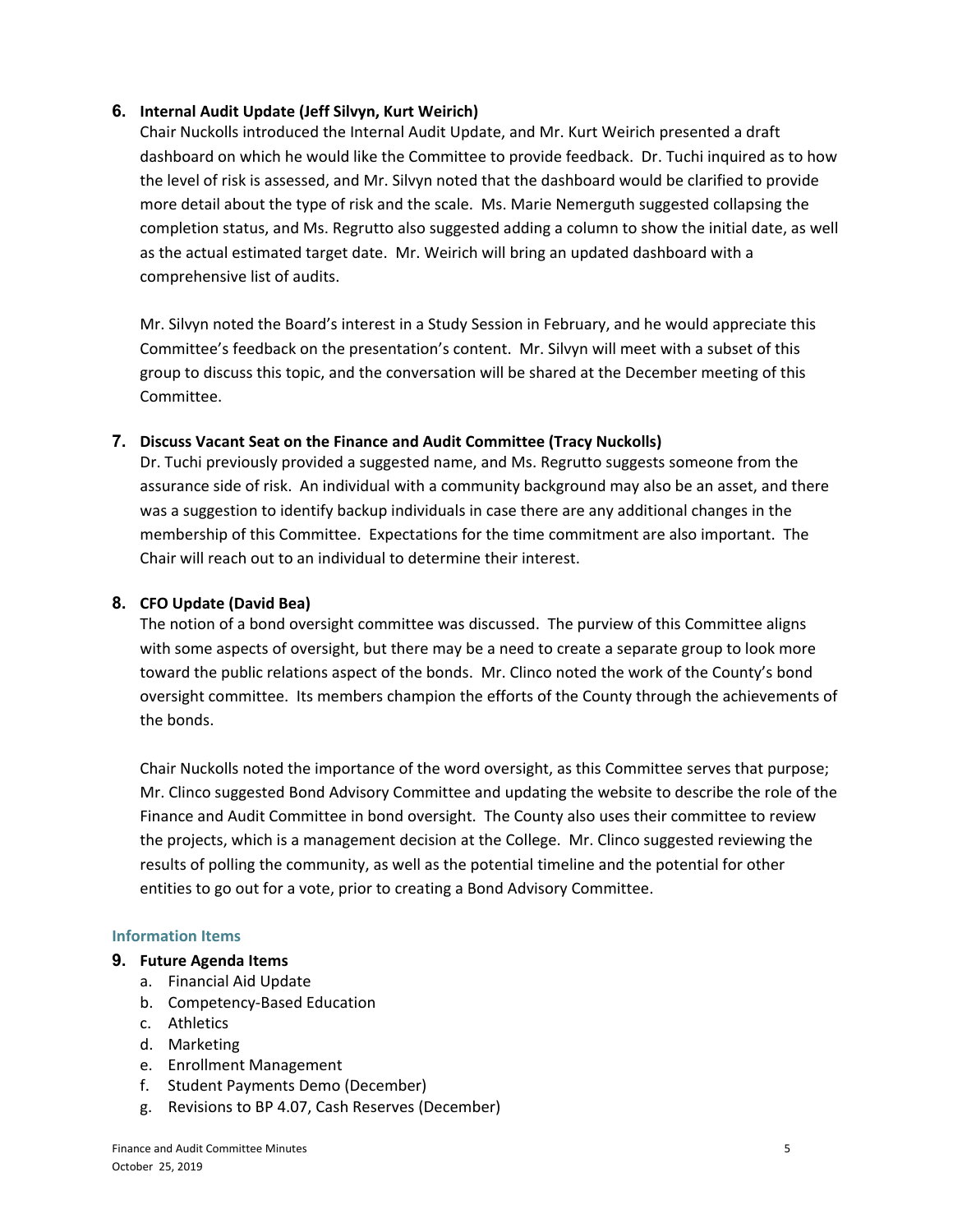## 6. Internal Audit Update (Jeff Silvyn, Kurt Weirich)

Chair Nuckolls introduced the Internal Audit Update, and Mr. Kurt Weirich presented a draft dashboard on which he would like the Committee to provide feedback. Dr. Tuchi inquired as to how the level of risk is assessed, and Mr. Silvyn noted that the dashboard would be clarified to provide more detail about the type of risk and the scale. Ms. Marie Nemerguth suggested collapsing the completion status, and Ms. Regrutto also suggested adding a column to show the initial date, as well as the actual estimated target date. Mr. Weirich will bring an updated dashboard with a comprehensive list of audits.

Mr. Silvyn noted the Board's interest in a Study Session in February, and he would appreciate this Committee's feedback on the presentation's content. Mr. Silvyn will meet with a subset of this group to discuss this topic, and the conversation will be shared at the December meeting of this Committee.

## 7. Discuss Vacant Seat on the Finance and Audit Committee (Tracy Nuckolls)

Dr. Tuchi previously provided a suggested name, and Ms. Regrutto suggests someone from the assurance side of risk. An individual with a community background may also be an asset, and there was a suggestion to identify backup individuals in case there are any additional changes in the membership of this Committee. Expectations for the time commitment are also important. The Chair will reach out to an individual to determine their interest.

## 8. CFO Update (David Bea)

The notion of a bond oversight committee was discussed. The purview of this Committee aligns with some aspects of oversight, but there may be a need to create a separate group to look more toward the public relations aspect of the bonds. Mr. Clinco noted the work of the County's bond oversight committee. Its members champion the efforts of the County through the achievements of the bonds.

Chair Nuckolls noted the importance of the word oversight, as this Committee serves that purpose; Mr. Clinco suggested Bond Advisory Committee and updating the website to describe the role of the Finance and Audit Committee in bond oversight. The County also uses their committee to review the projects, which is a management decision at the College. Mr. Clinco suggested reviewing the results of polling the community, as well as the potential timeline and the potential for other entities to go out for a vote, prior to creating a Bond Advisory Committee.

### Information Items

## 9. Future Agenda Items

a. Financial Aid Update
b. Competency-Based Education
c. Athletics
d. Marketing
e. Enrollment Management
f. Student Payments Demo (December)
g. Revisions to BP 4.07, Cash Reserves (December)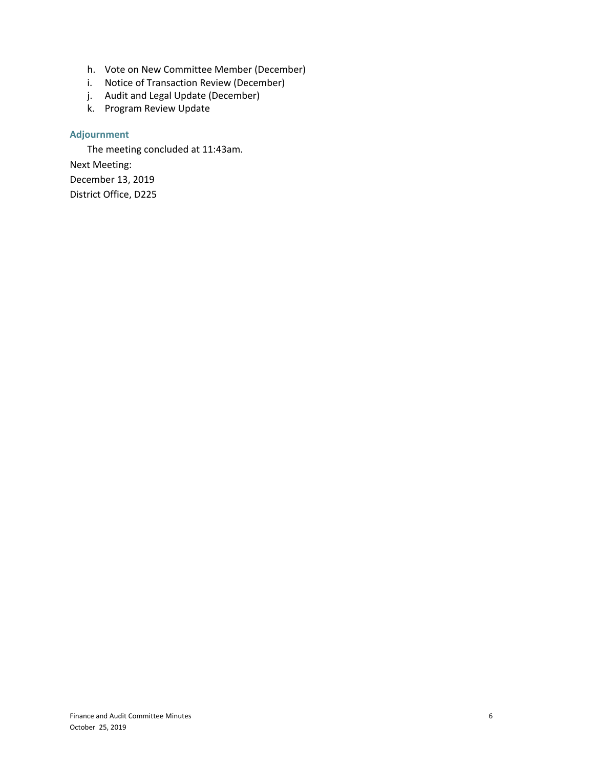h. Vote on New Committee Member (December)
i. Notice of Transaction Review (December)
j. Audit and Legal Update (December)
k. Program Review Update

### Adjournment

The meeting concluded at 11:43am.

Next Meeting:
December 13, 2019
District Office, D225